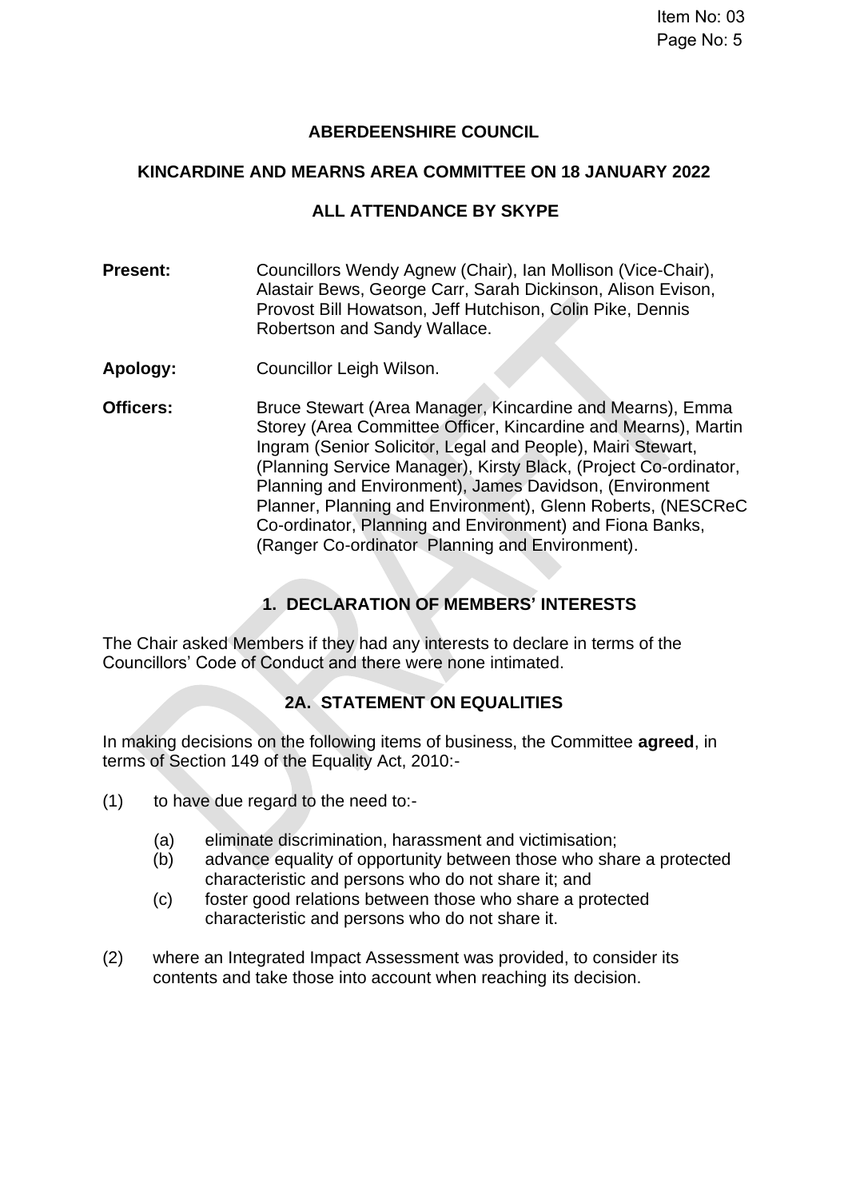# ABERDEENSHIRE COUNCIL

## KINCARDINE AND MEARNS AREA COMMITTEE ON 18 JANUARY 2022

## ALL ATTENDANCE BY SKYPE

**Present:** Councillors Wendy Agnew (Chair), Ian Mollison (Vice-Chair), Alastair Bews, George Carr, Sarah Dickinson, Alison Evison, Provost Bill Howatson, Jeff Hutchison, Colin Pike, Dennis Robertson and Sandy Wallace.

**Apology:** Councillor Leigh Wilson.

**Officers:** Bruce Stewart (Area Manager, Kincardine and Mearns), Emma Storey (Area Committee Officer, Kincardine and Mearns), Martin Ingram (Senior Solicitor, Legal and People), Mairi Stewart, (Planning Service Manager), Kirsty Black, (Project Co-ordinator, Planning and Environment), James Davidson, (Environment Planner, Planning and Environment), Glenn Roberts, (NESCReC Co-ordinator, Planning and Environment) and Fiona Banks, (Ranger Co-ordinator Planning and Environment).

## 1. DECLARATION OF MEMBERS' INTERESTS

The Chair asked Members if they had any interests to declare in terms of the Councillors' Code of Conduct and there were none intimated.

## 2A. STATEMENT ON EQUALITIES

In making decisions on the following items of business, the Committee **agreed**, in terms of Section 149 of the Equality Act, 2010:-

(1) to have due regard to the need to:-

  (a) eliminate discrimination, harassment and victimisation;
  (b) advance equality of opportunity between those who share a protected characteristic and persons who do not share it; and
  (c) foster good relations between those who share a protected characteristic and persons who do not share it.

(2) where an Integrated Impact Assessment was provided, to consider its contents and take those into account when reaching its decision.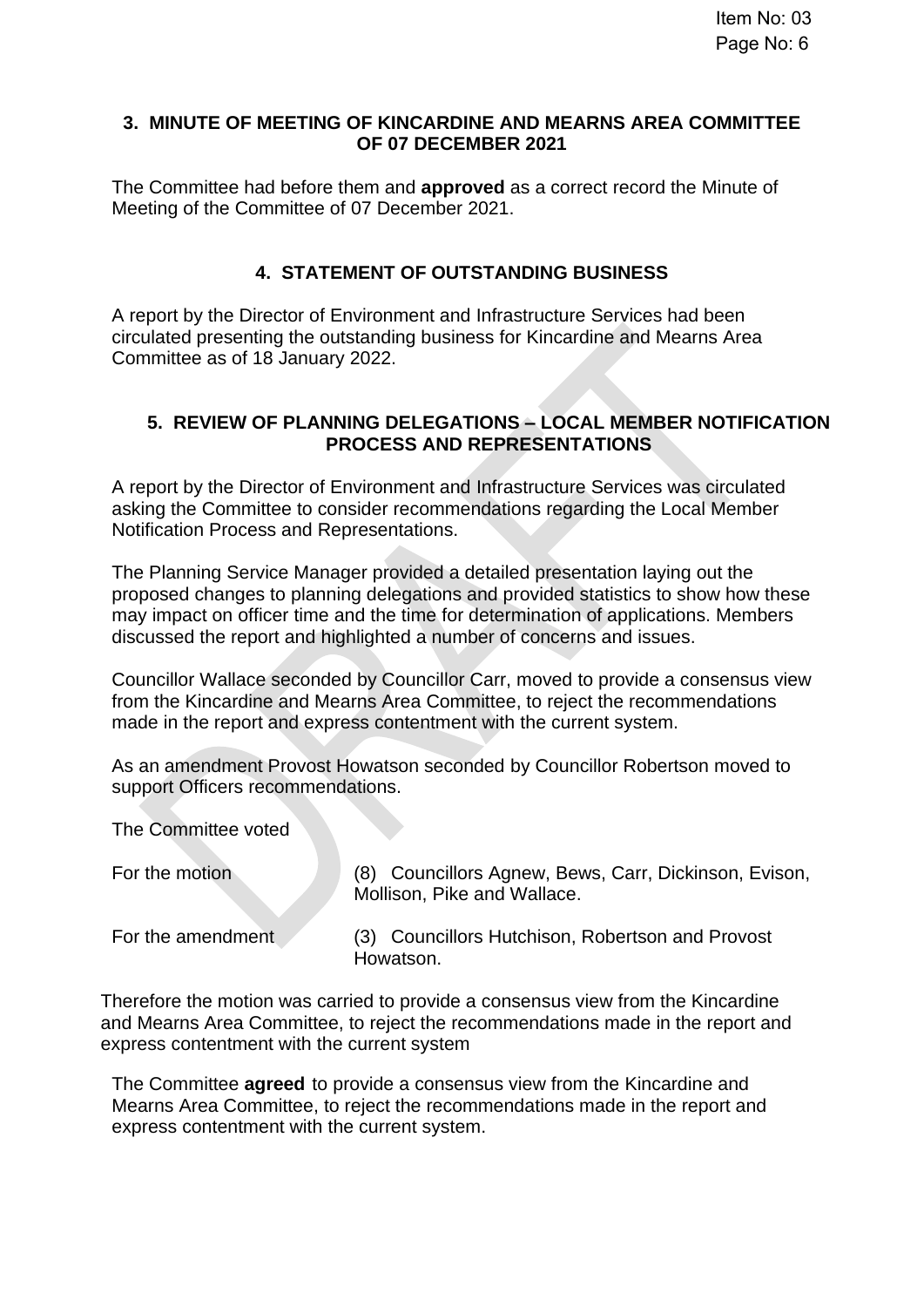## 3. MINUTE OF MEETING OF KINCARDINE AND MEARNS AREA COMMITTEE OF 07 DECEMBER 2021

The Committee had before them and **approved** as a correct record the Minute of Meeting of the Committee of 07 December 2021.

## 4. STATEMENT OF OUTSTANDING BUSINESS

A report by the Director of Environment and Infrastructure Services had been circulated presenting the outstanding business for Kincardine and Mearns Area Committee as of 18 January 2022.

## 5. REVIEW OF PLANNING DELEGATIONS – LOCAL MEMBER NOTIFICATION PROCESS AND REPRESENTATIONS

A report by the Director of Environment and Infrastructure Services was circulated asking the Committee to consider recommendations regarding the Local Member Notification Process and Representations.

The Planning Service Manager provided a detailed presentation laying out the proposed changes to planning delegations and provided statistics to show how these may impact on officer time and the time for determination of applications. Members discussed the report and highlighted a number of concerns and issues.

Councillor Wallace seconded by Councillor Carr, moved to provide a consensus view from the Kincardine and Mearns Area Committee, to reject the recommendations made in the report and express contentment with the current system.

As an amendment Provost Howatson seconded by Councillor Robertson moved to support Officers recommendations.

The Committee voted

| | |
|---|---|
| For the motion | (8) Councillors Agnew, Bews, Carr, Dickinson, Evison, Mollison, Pike and Wallace. |
| For the amendment | (3) Councillors Hutchison, Robertson and Provost Howatson. |

Therefore the motion was carried to provide a consensus view from the Kincardine and Mearns Area Committee, to reject the recommendations made in the report and express contentment with the current system

The Committee **agreed** to provide a consensus view from the Kincardine and Mearns Area Committee, to reject the recommendations made in the report and express contentment with the current system.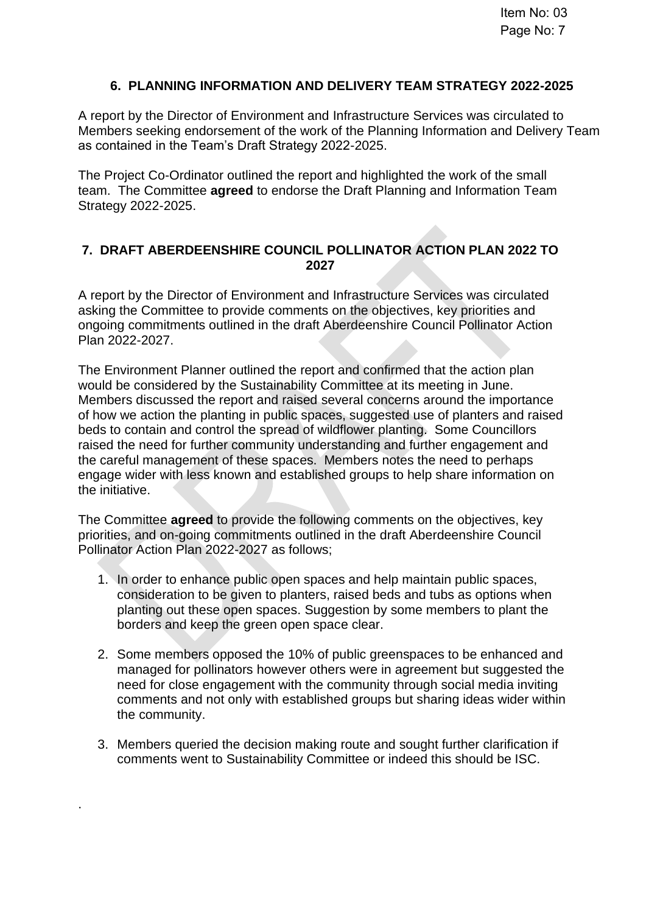## 6. PLANNING INFORMATION AND DELIVERY TEAM STRATEGY 2022-2025

A report by the Director of Environment and Infrastructure Services was circulated to Members seeking endorsement of the work of the Planning Information and Delivery Team as contained in the Team's Draft Strategy 2022-2025.

The Project Co-Ordinator outlined the report and highlighted the work of the small team. The Committee **agreed** to endorse the Draft Planning and Information Team Strategy 2022-2025.

## 7. DRAFT ABERDEENSHIRE COUNCIL POLLINATOR ACTION PLAN 2022 TO 2027

A report by the Director of Environment and Infrastructure Services was circulated asking the Committee to provide comments on the objectives, key priorities and ongoing commitments outlined in the draft Aberdeenshire Council Pollinator Action Plan 2022-2027.

The Environment Planner outlined the report and confirmed that the action plan would be considered by the Sustainability Committee at its meeting in June. Members discussed the report and raised several concerns around the importance of how we action the planting in public spaces, suggested use of planters and raised beds to contain and control the spread of wildflower planting. Some Councillors raised the need for further community understanding and further engagement and the careful management of these spaces. Members notes the need to perhaps engage wider with less known and established groups to help share information on the initiative.

The Committee **agreed** to provide the following comments on the objectives, key priorities, and on-going commitments outlined in the draft Aberdeenshire Council Pollinator Action Plan 2022-2027 as follows;

1. In order to enhance public open spaces and help maintain public spaces, consideration to be given to planters, raised beds and tubs as options when planting out these open spaces. Suggestion by some members to plant the borders and keep the green open space clear.

2. Some members opposed the 10% of public greenspaces to be enhanced and managed for pollinators however others were in agreement but suggested the need for close engagement with the community through social media inviting comments and not only with established groups but sharing ideas wider within the community.

3. Members queried the decision making route and sought further clarification if comments went to Sustainability Committee or indeed this should be ISC.

.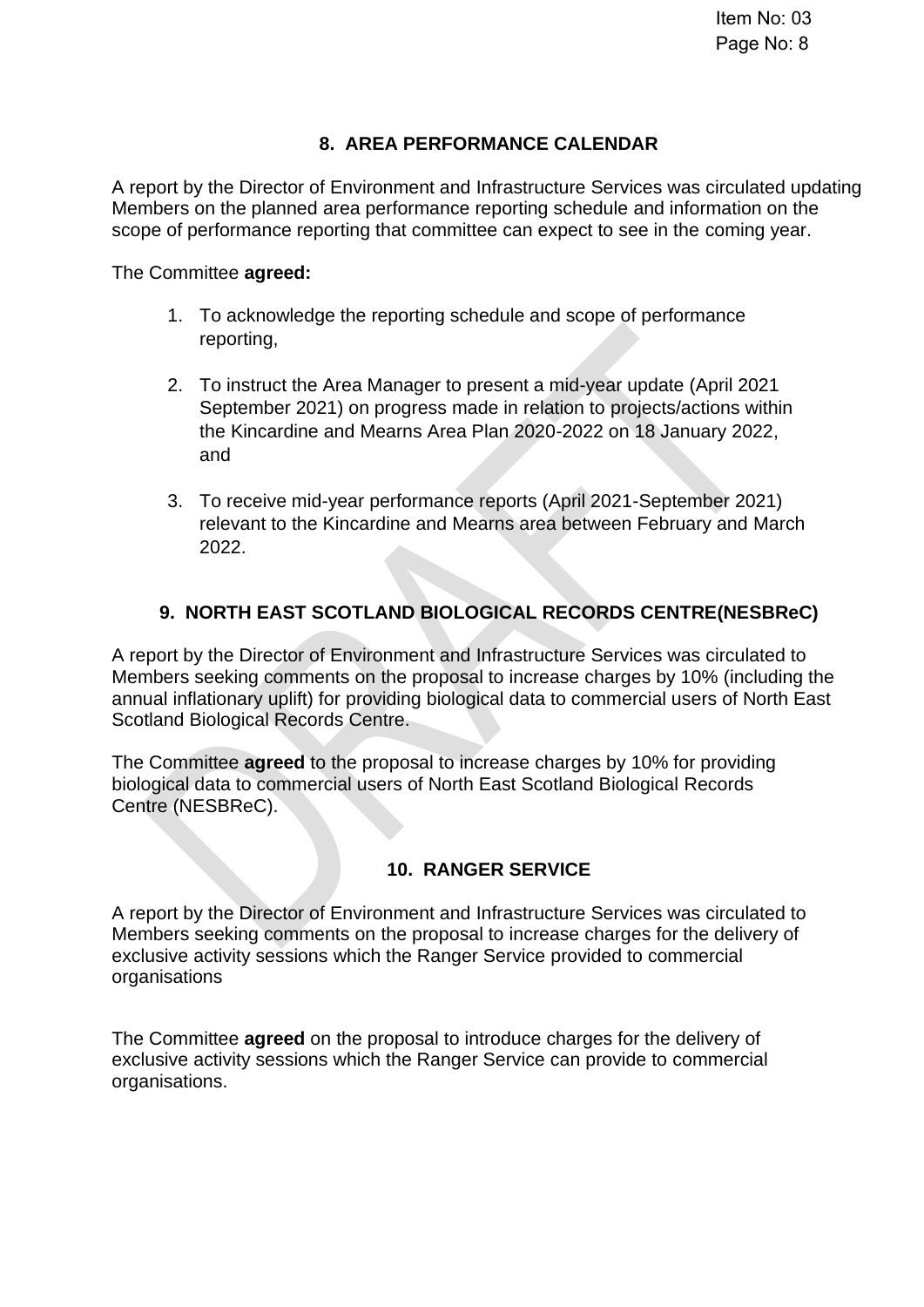## 8. AREA PERFORMANCE CALENDAR

A report by the Director of Environment and Infrastructure Services was circulated updating Members on the planned area performance reporting schedule and information on the scope of performance reporting that committee can expect to see in the coming year.

The Committee **agreed:**

1. To acknowledge the reporting schedule and scope of performance reporting,
2. To instruct the Area Manager to present a mid-year update (April 2021 September 2021) on progress made in relation to projects/actions within the Kincardine and Mearns Area Plan 2020-2022 on 18 January 2022, and
3. To receive mid-year performance reports (April 2021-September 2021) relevant to the Kincardine and Mearns area between February and March 2022.

## 9. NORTH EAST SCOTLAND BIOLOGICAL RECORDS CENTRE(NESBReC)

A report by the Director of Environment and Infrastructure Services was circulated to Members seeking comments on the proposal to increase charges by 10% (including the annual inflationary uplift) for providing biological data to commercial users of North East Scotland Biological Records Centre.

The Committee **agreed** to the proposal to increase charges by 10% for providing biological data to commercial users of North East Scotland Biological Records Centre (NESBReC).

## 10. RANGER SERVICE

A report by the Director of Environment and Infrastructure Services was circulated to Members seeking comments on the proposal to increase charges for the delivery of exclusive activity sessions which the Ranger Service provided to commercial organisations

The Committee **agreed** on the proposal to introduce charges for the delivery of exclusive activity sessions which the Ranger Service can provide to commercial organisations.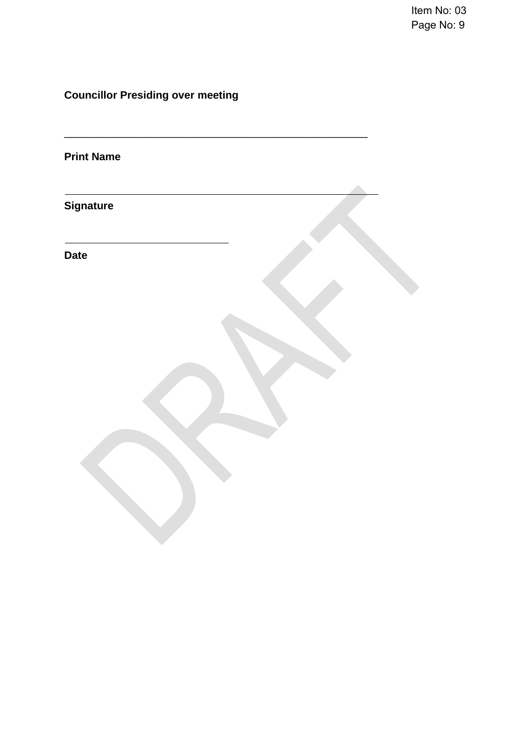**Councillor Presiding over meeting**

\_\_\_\_\_\_\_\_\_\_\_\_\_\_\_\_\_\_\_\_\_\_\_\_\_\_\_\_\_\_\_\_\_\_\_\_\_\_\_\_\_\_\_\_\_\_\_\_\_

**Print Name**

\_\_\_\_\_\_\_\_\_\_\_\_\_\_\_\_\_\_\_\_\_\_\_\_\_\_\_\_\_\_\_\_\_\_\_\_\_\_\_\_\_\_\_\_\_\_\_\_\_

**Signature**

\_\_\_\_\_\_\_\_\_\_\_\_\_\_\_\_\_\_\_\_\_\_\_\_\_\_\_

**Date**